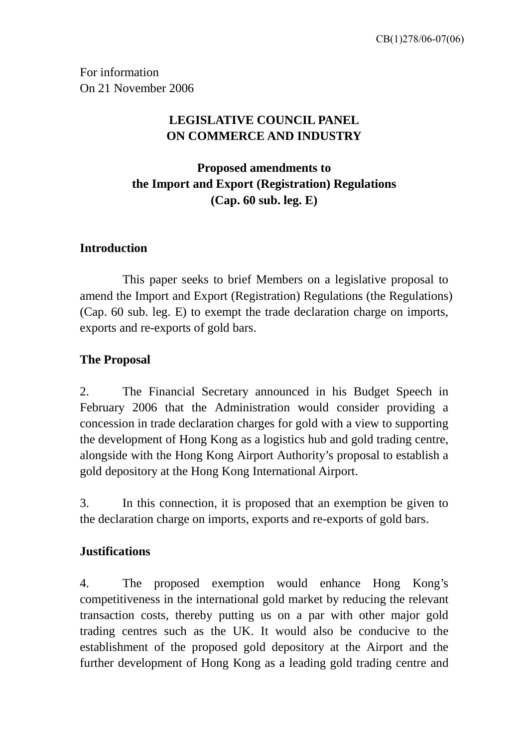CB(1)278/06-07(06)

For information
On 21 November 2006

# LEGISLATIVE COUNCIL PANEL ON COMMERCE AND INDUSTRY

## Proposed amendments to the Import and Export (Registration) Regulations (Cap. 60 sub. leg. E)

### Introduction

This paper seeks to brief Members on a legislative proposal to amend the Import and Export (Registration) Regulations (the Regulations) (Cap. 60 sub. leg. E) to exempt the trade declaration charge on imports, exports and re-exports of gold bars.

### The Proposal

2. The Financial Secretary announced in his Budget Speech in February 2006 that the Administration would consider providing a concession in trade declaration charges for gold with a view to supporting the development of Hong Kong as a logistics hub and gold trading centre, alongside with the Hong Kong Airport Authority's proposal to establish a gold depository at the Hong Kong International Airport.

3. In this connection, it is proposed that an exemption be given to the declaration charge on imports, exports and re-exports of gold bars.

### Justifications

4. The proposed exemption would enhance Hong Kong's competitiveness in the international gold market by reducing the relevant transaction costs, thereby putting us on a par with other major gold trading centres such as the UK. It would also be conducive to the establishment of the proposed gold depository at the Airport and the further development of Hong Kong as a leading gold trading centre and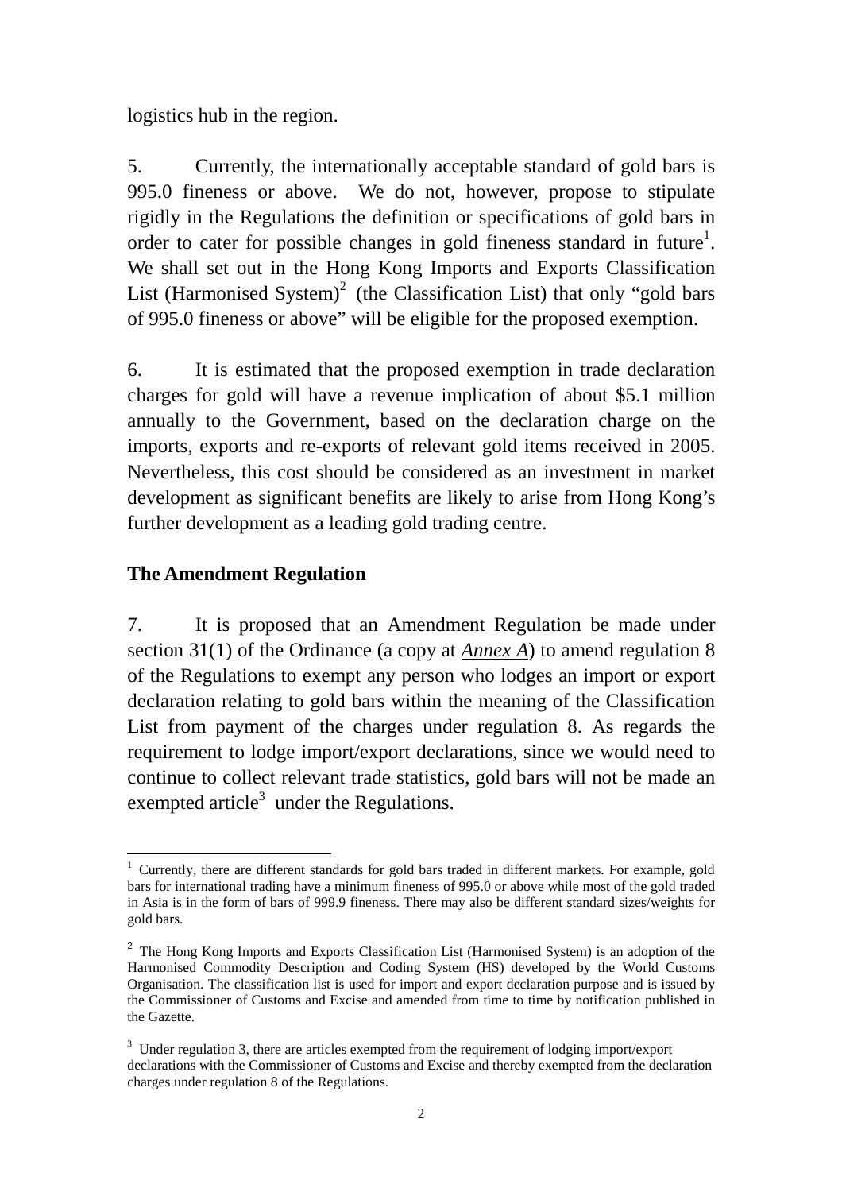logistics hub in the region.

5. Currently, the internationally acceptable standard of gold bars is 995.0 fineness or above. We do not, however, propose to stipulate rigidly in the Regulations the definition or specifications of gold bars in order to cater for possible changes in gold fineness standard in future[1]. We shall set out in the Hong Kong Imports and Exports Classification List (Harmonised System)[2] (the Classification List) that only "gold bars of 995.0 fineness or above" will be eligible for the proposed exemption.

6. It is estimated that the proposed exemption in trade declaration charges for gold will have a revenue implication of about $5.1 million annually to the Government, based on the declaration charge on the imports, exports and re-exports of relevant gold items received in 2005. Nevertheless, this cost should be considered as an investment in market development as significant benefits are likely to arise from Hong Kong's further development as a leading gold trading centre.

**The Amendment Regulation**

7. It is proposed that an Amendment Regulation be made under section 31(1) of the Ordinance (a copy at ***Annex A***) to amend regulation 8 of the Regulations to exempt any person who lodges an import or export declaration relating to gold bars within the meaning of the Classification List from payment of the charges under regulation 8. As regards the requirement to lodge import/export declarations, since we would need to continue to collect relevant trade statistics, gold bars will not be made an exempted article[3] under the Regulations.

---

[1] Currently, there are different standards for gold bars traded in different markets. For example, gold bars for international trading have a minimum fineness of 995.0 or above while most of the gold traded in Asia is in the form of bars of 999.9 fineness. There may also be different standard sizes/weights for gold bars.

[2] The Hong Kong Imports and Exports Classification List (Harmonised System) is an adoption of the Harmonised Commodity Description and Coding System (HS) developed by the World Customs Organisation. The classification list is used for import and export declaration purpose and is issued by the Commissioner of Customs and Excise and amended from time to time by notification published in the Gazette.

[3] Under regulation 3, there are articles exempted from the requirement of lodging import/export declarations with the Commissioner of Customs and Excise and thereby exempted from the declaration charges under regulation 8 of the Regulations.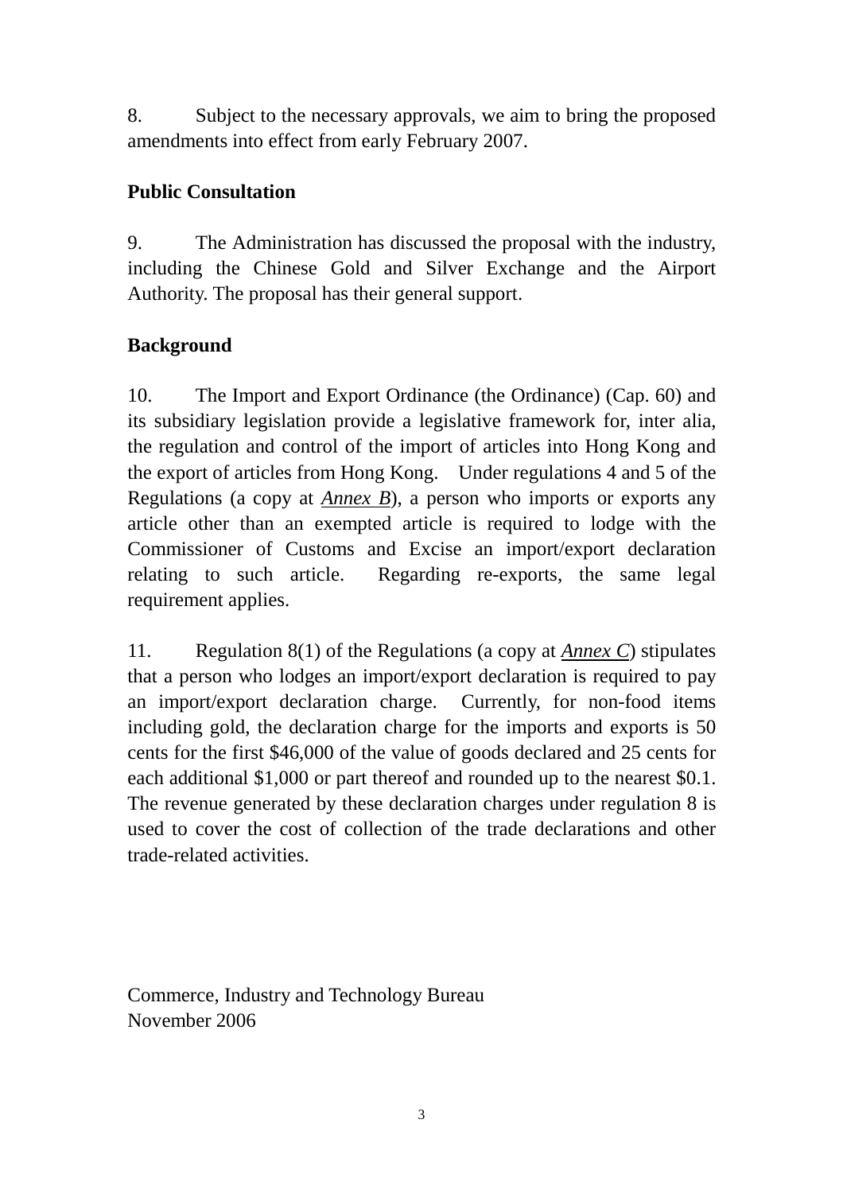8. Subject to the necessary approvals, we aim to bring the proposed amendments into effect from early February 2007.

**Public Consultation**

9. The Administration has discussed the proposal with the industry, including the Chinese Gold and Silver Exchange and the Airport Authority. The proposal has their general support.

**Background**

10. The Import and Export Ordinance (the Ordinance) (Cap. 60) and its subsidiary legislation provide a legislative framework for, inter alia, the regulation and control of the import of articles into Hong Kong and the export of articles from Hong Kong. Under regulations 4 and 5 of the Regulations (a copy at *Annex B*), a person who imports or exports any article other than an exempted article is required to lodge with the Commissioner of Customs and Excise an import/export declaration relating to such article. Regarding re-exports, the same legal requirement applies.

11. Regulation 8(1) of the Regulations (a copy at *Annex C*) stipulates that a person who lodges an import/export declaration is required to pay an import/export declaration charge. Currently, for non-food items including gold, the declaration charge for the imports and exports is 50 cents for the first $46,000 of the value of goods declared and 25 cents for each additional $1,000 or part thereof and rounded up to the nearest $0.1. The revenue generated by these declaration charges under regulation 8 is used to cover the cost of collection of the trade declarations and other trade-related activities.

Commerce, Industry and Technology Bureau
November 2006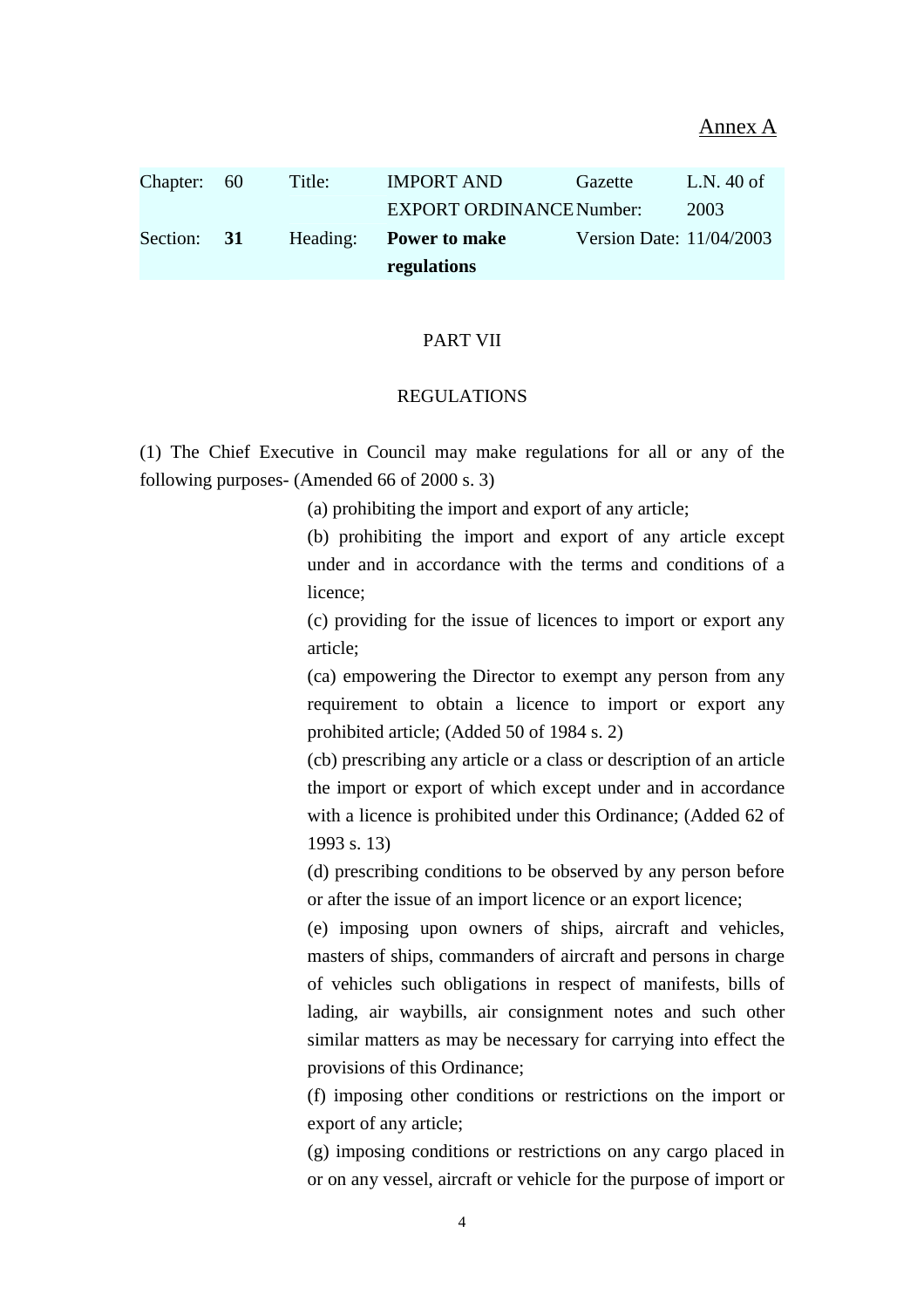Annex A

| Chapter: | 60 | Title: | IMPORT AND EXPORT ORDINANCE | Gazette Number: | L.N. 40 of 2003 |
|---|---|---|---|---|---|
| Section: | **31** | Heading: | **Power to make regulations** | Version Date: | 11/04/2003 |

PART VII

REGULATIONS

(1) The Chief Executive in Council may make regulations for all or any of the following purposes- (Amended 66 of 2000 s. 3)

(a) prohibiting the import and export of any article;

(b) prohibiting the import and export of any article except under and in accordance with the terms and conditions of a licence;

(c) providing for the issue of licences to import or export any article;

(ca) empowering the Director to exempt any person from any requirement to obtain a licence to import or export any prohibited article; (Added 50 of 1984 s. 2)

(cb) prescribing any article or a class or description of an article the import or export of which except under and in accordance with a licence is prohibited under this Ordinance; (Added 62 of 1993 s. 13)

(d) prescribing conditions to be observed by any person before or after the issue of an import licence or an export licence;

(e) imposing upon owners of ships, aircraft and vehicles, masters of ships, commanders of aircraft and persons in charge of vehicles such obligations in respect of manifests, bills of lading, air waybills, air consignment notes and such other similar matters as may be necessary for carrying into effect the provisions of this Ordinance;

(f) imposing other conditions or restrictions on the import or export of any article;

(g) imposing conditions or restrictions on any cargo placed in or on any vessel, aircraft or vehicle for the purpose of import or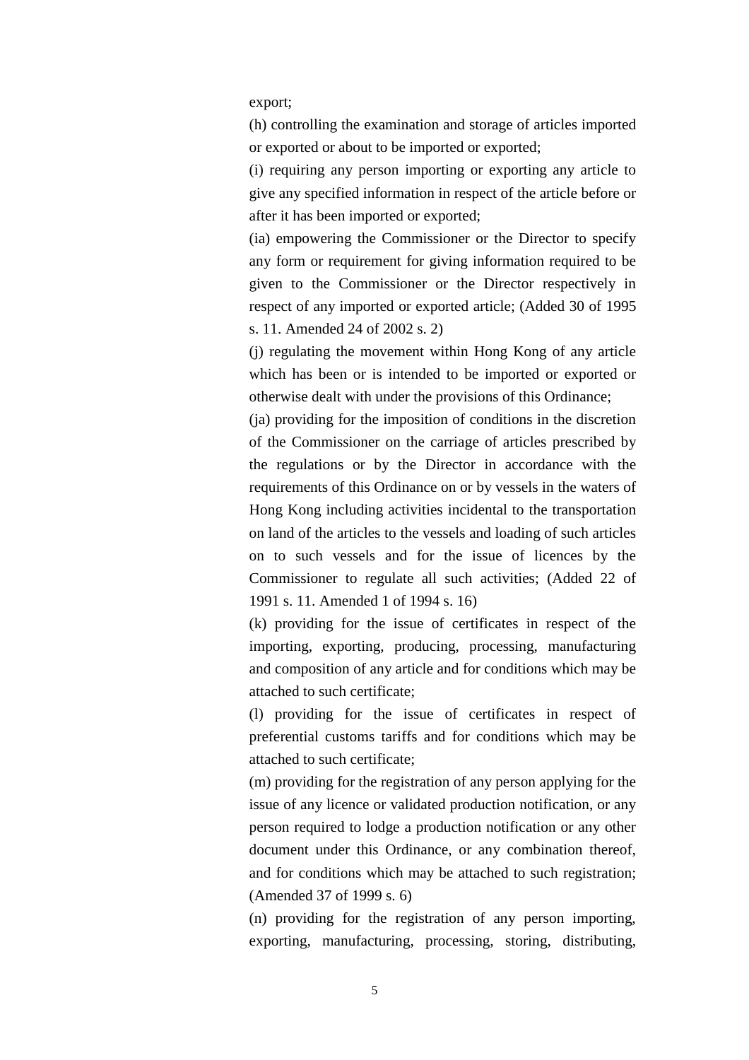export;

(h) controlling the examination and storage of articles imported or exported or about to be imported or exported;

(i) requiring any person importing or exporting any article to give any specified information in respect of the article before or after it has been imported or exported;

(ia) empowering the Commissioner or the Director to specify any form or requirement for giving information required to be given to the Commissioner or the Director respectively in respect of any imported or exported article; (Added 30 of 1995 s. 11. Amended 24 of 2002 s. 2)

(j) regulating the movement within Hong Kong of any article which has been or is intended to be imported or exported or otherwise dealt with under the provisions of this Ordinance;

(ja) providing for the imposition of conditions in the discretion of the Commissioner on the carriage of articles prescribed by the regulations or by the Director in accordance with the requirements of this Ordinance on or by vessels in the waters of Hong Kong including activities incidental to the transportation on land of the articles to the vessels and loading of such articles on to such vessels and for the issue of licences by the Commissioner to regulate all such activities; (Added 22 of 1991 s. 11. Amended 1 of 1994 s. 16)

(k) providing for the issue of certificates in respect of the importing, exporting, producing, processing, manufacturing and composition of any article and for conditions which may be attached to such certificate;

(l) providing for the issue of certificates in respect of preferential customs tariffs and for conditions which may be attached to such certificate;

(m) providing for the registration of any person applying for the issue of any licence or validated production notification, or any person required to lodge a production notification or any other document under this Ordinance, or any combination thereof, and for conditions which may be attached to such registration; (Amended 37 of 1999 s. 6)

(n) providing for the registration of any person importing, exporting, manufacturing, processing, storing, distributing,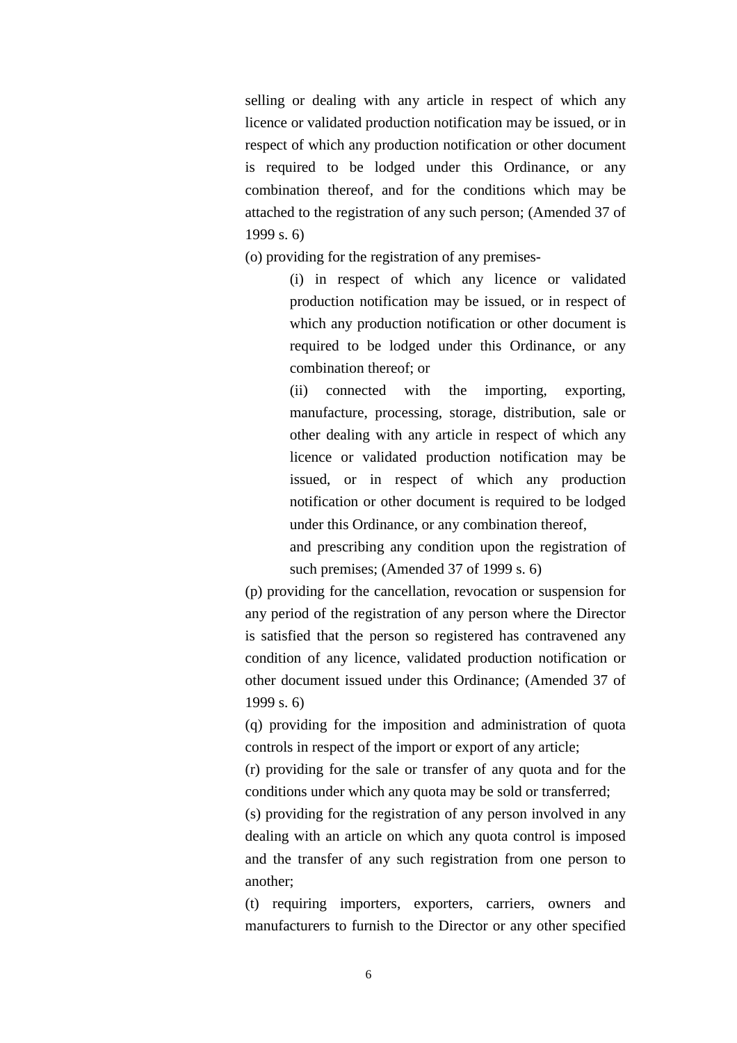selling or dealing with any article in respect of which any licence or validated production notification may be issued, or in respect of which any production notification or other document is required to be lodged under this Ordinance, or any combination thereof, and for the conditions which may be attached to the registration of any such person; (Amended 37 of 1999 s. 6)

(o) providing for the registration of any premises-

> (i) in respect of which any licence or validated production notification may be issued, or in respect of which any production notification or other document is required to be lodged under this Ordinance, or any combination thereof; or
>
> (ii) connected with the importing, exporting, manufacture, processing, storage, distribution, sale or other dealing with any article in respect of which any licence or validated production notification may be issued, or in respect of which any production notification or other document is required to be lodged under this Ordinance, or any combination thereof,
>
> and prescribing any condition upon the registration of such premises; (Amended 37 of 1999 s. 6)

(p) providing for the cancellation, revocation or suspension for any period of the registration of any person where the Director is satisfied that the person so registered has contravened any condition of any licence, validated production notification or other document issued under this Ordinance; (Amended 37 of 1999 s. 6)

(q) providing for the imposition and administration of quota controls in respect of the import or export of any article;

(r) providing for the sale or transfer of any quota and for the conditions under which any quota may be sold or transferred;

(s) providing for the registration of any person involved in any dealing with an article on which any quota control is imposed and the transfer of any such registration from one person to another;

(t) requiring importers, exporters, carriers, owners and manufacturers to furnish to the Director or any other specified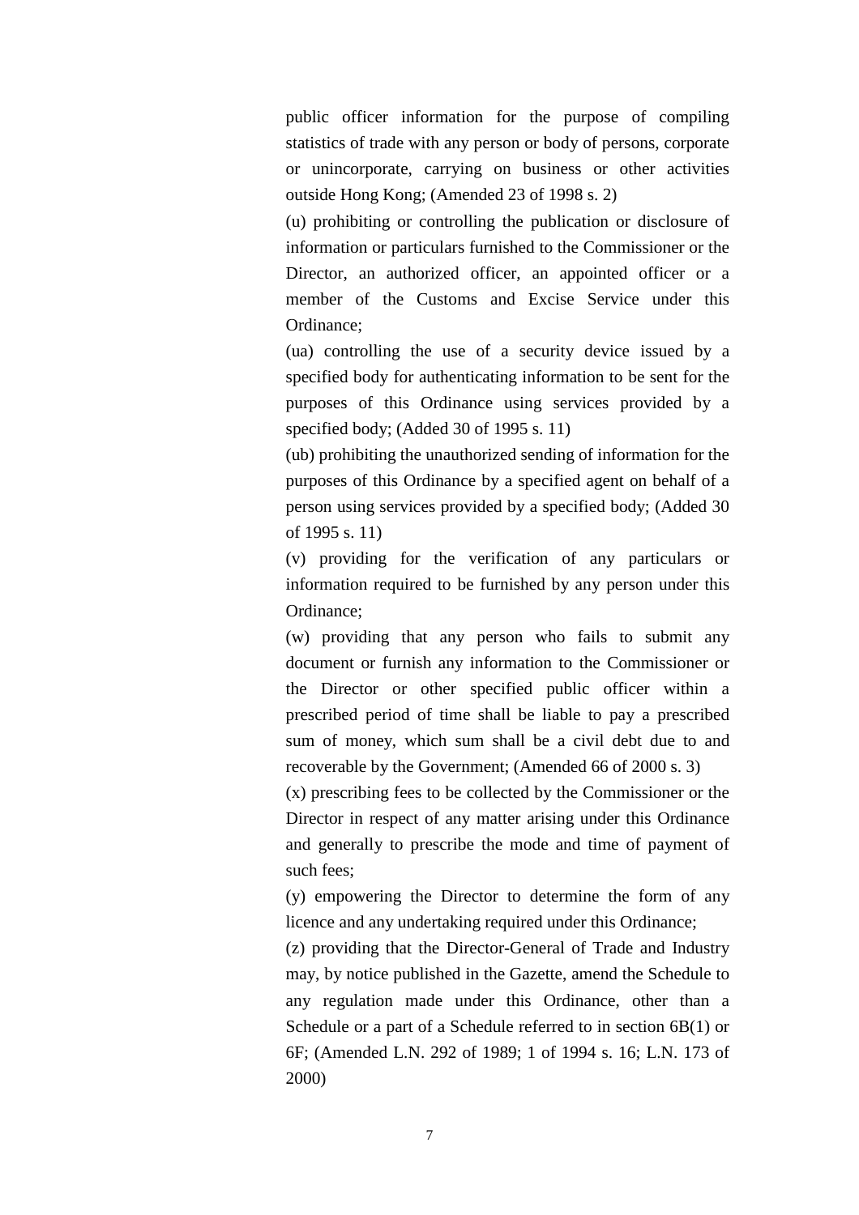public officer information for the purpose of compiling statistics of trade with any person or body of persons, corporate or unincorporate, carrying on business or other activities outside Hong Kong; (Amended 23 of 1998 s. 2)

(u) prohibiting or controlling the publication or disclosure of information or particulars furnished to the Commissioner or the Director, an authorized officer, an appointed officer or a member of the Customs and Excise Service under this Ordinance;

(ua) controlling the use of a security device issued by a specified body for authenticating information to be sent for the purposes of this Ordinance using services provided by a specified body; (Added 30 of 1995 s. 11)

(ub) prohibiting the unauthorized sending of information for the purposes of this Ordinance by a specified agent on behalf of a person using services provided by a specified body; (Added 30 of 1995 s. 11)

(v) providing for the verification of any particulars or information required to be furnished by any person under this Ordinance;

(w) providing that any person who fails to submit any document or furnish any information to the Commissioner or the Director or other specified public officer within a prescribed period of time shall be liable to pay a prescribed sum of money, which sum shall be a civil debt due to and recoverable by the Government; (Amended 66 of 2000 s. 3)

(x) prescribing fees to be collected by the Commissioner or the Director in respect of any matter arising under this Ordinance and generally to prescribe the mode and time of payment of such fees;

(y) empowering the Director to determine the form of any licence and any undertaking required under this Ordinance;

(z) providing that the Director-General of Trade and Industry may, by notice published in the Gazette, amend the Schedule to any regulation made under this Ordinance, other than a Schedule or a part of a Schedule referred to in section 6B(1) or 6F; (Amended L.N. 292 of 1989; 1 of 1994 s. 16; L.N. 173 of 2000)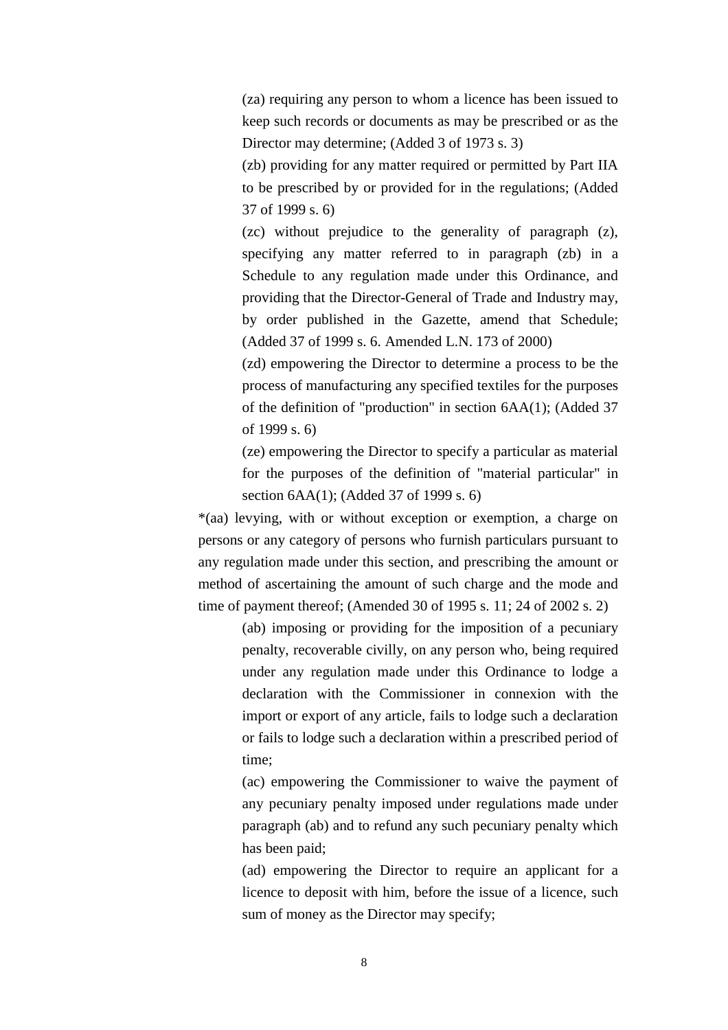(za) requiring any person to whom a licence has been issued to keep such records or documents as may be prescribed or as the Director may determine; (Added 3 of 1973 s. 3)

(zb) providing for any matter required or permitted by Part IIA to be prescribed by or provided for in the regulations; (Added 37 of 1999 s. 6)

(zc) without prejudice to the generality of paragraph (z), specifying any matter referred to in paragraph (zb) in a Schedule to any regulation made under this Ordinance, and providing that the Director-General of Trade and Industry may, by order published in the Gazette, amend that Schedule; (Added 37 of 1999 s. 6. Amended L.N. 173 of 2000)

(zd) empowering the Director to determine a process to be the process of manufacturing any specified textiles for the purposes of the definition of "production" in section 6AA(1); (Added 37 of 1999 s. 6)

(ze) empowering the Director to specify a particular as material for the purposes of the definition of "material particular" in section 6AA(1); (Added 37 of 1999 s. 6)

*(aa) levying, with or without exception or exemption, a charge on persons or any category of persons who furnish particulars pursuant to any regulation made under this section, and prescribing the amount or method of ascertaining the amount of such charge and the mode and time of payment thereof; (Amended 30 of 1995 s. 11; 24 of 2002 s. 2)

(ab) imposing or providing for the imposition of a pecuniary penalty, recoverable civilly, on any person who, being required under any regulation made under this Ordinance to lodge a declaration with the Commissioner in connexion with the import or export of any article, fails to lodge such a declaration or fails to lodge such a declaration within a prescribed period of time;

(ac) empowering the Commissioner to waive the payment of any pecuniary penalty imposed under regulations made under paragraph (ab) and to refund any such pecuniary penalty which has been paid;

(ad) empowering the Director to require an applicant for a licence to deposit with him, before the issue of a licence, such sum of money as the Director may specify;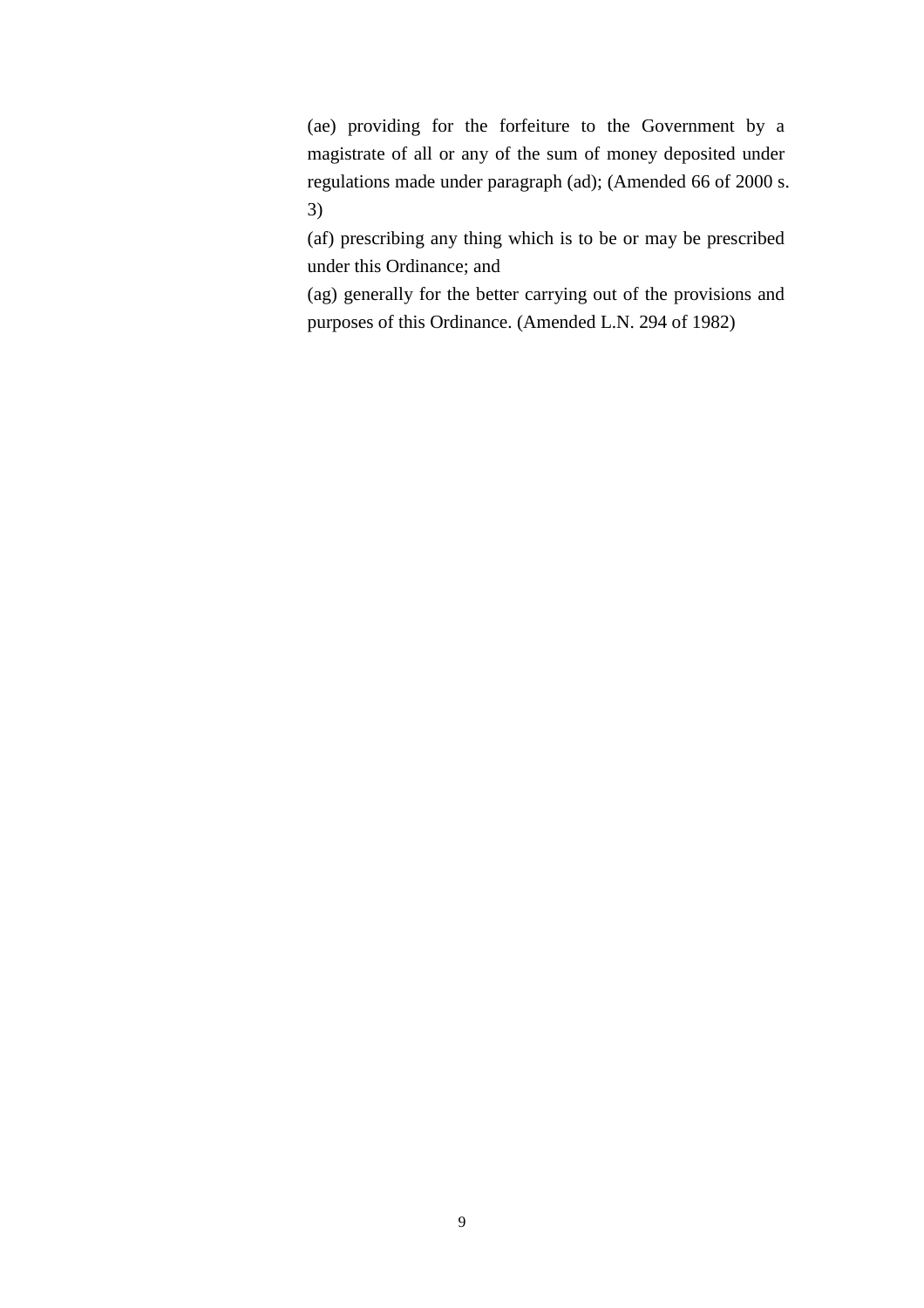(ae) providing for the forfeiture to the Government by a magistrate of all or any of the sum of money deposited under regulations made under paragraph (ad); (Amended 66 of 2000 s. 3)

(af) prescribing any thing which is to be or may be prescribed under this Ordinance; and

(ag) generally for the better carrying out of the provisions and purposes of this Ordinance. (Amended L.N. 294 of 1982)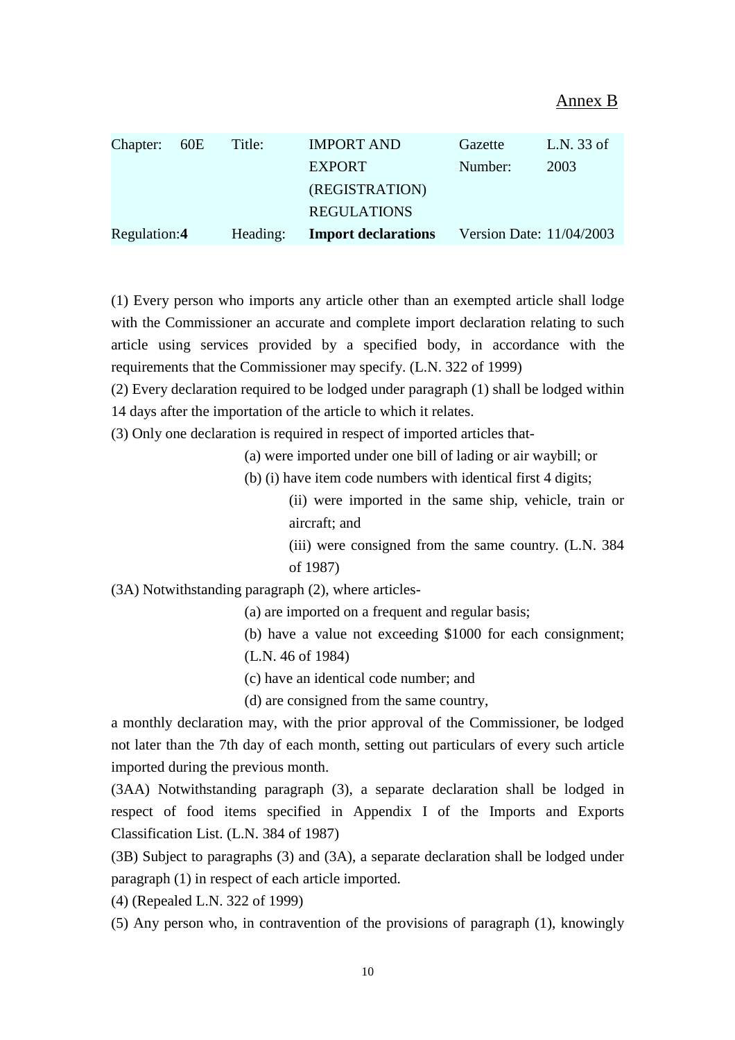Annex B

| Chapter: | 60E | Title: | IMPORT AND EXPORT (REGISTRATION) REGULATIONS | Gazette Number: | L.N. 33 of 2003 |
|---|---|---|---|---|---|
| Regulation: **4** | | Heading: | **Import declarations** | Version Date: | 11/04/2003 |

(1) Every person who imports any article other than an exempted article shall lodge with the Commissioner an accurate and complete import declaration relating to such article using services provided by a specified body, in accordance with the requirements that the Commissioner may specify. (L.N. 322 of 1999)

(2) Every declaration required to be lodged under paragraph (1) shall be lodged within 14 days after the importation of the article to which it relates.

(3) Only one declaration is required in respect of imported articles that-

- (a) were imported under one bill of lading or air waybill; or
- (b) (i) have item code numbers with identical first 4 digits;
  - (ii) were imported in the same ship, vehicle, train or aircraft; and
  - (iii) were consigned from the same country. (L.N. 384 of 1987)

(3A) Notwithstanding paragraph (2), where articles-

- (a) are imported on a frequent and regular basis;
- (b) have a value not exceeding $1000 for each consignment; (L.N. 46 of 1984)
- (c) have an identical code number; and
- (d) are consigned from the same country,

a monthly declaration may, with the prior approval of the Commissioner, be lodged not later than the 7th day of each month, setting out particulars of every such article imported during the previous month.

(3AA) Notwithstanding paragraph (3), a separate declaration shall be lodged in respect of food items specified in Appendix I of the Imports and Exports Classification List. (L.N. 384 of 1987)

(3B) Subject to paragraphs (3) and (3A), a separate declaration shall be lodged under paragraph (1) in respect of each article imported.

(4) (Repealed L.N. 322 of 1999)

(5) Any person who, in contravention of the provisions of paragraph (1), knowingly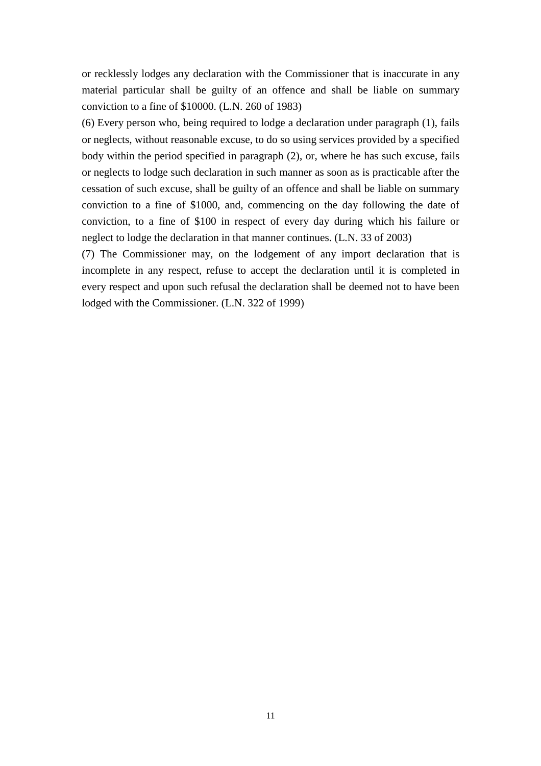or recklessly lodges any declaration with the Commissioner that is inaccurate in any material particular shall be guilty of an offence and shall be liable on summary conviction to a fine of $10000. (L.N. 260 of 1983)

(6) Every person who, being required to lodge a declaration under paragraph (1), fails or neglects, without reasonable excuse, to do so using services provided by a specified body within the period specified in paragraph (2), or, where he has such excuse, fails or neglects to lodge such declaration in such manner as soon as is practicable after the cessation of such excuse, shall be guilty of an offence and shall be liable on summary conviction to a fine of $1000, and, commencing on the day following the date of conviction, to a fine of $100 in respect of every day during which his failure or neglect to lodge the declaration in that manner continues. (L.N. 33 of 2003)

(7) The Commissioner may, on the lodgement of any import declaration that is incomplete in any respect, refuse to accept the declaration until it is completed in every respect and upon such refusal the declaration shall be deemed not to have been lodged with the Commissioner. (L.N. 322 of 1999)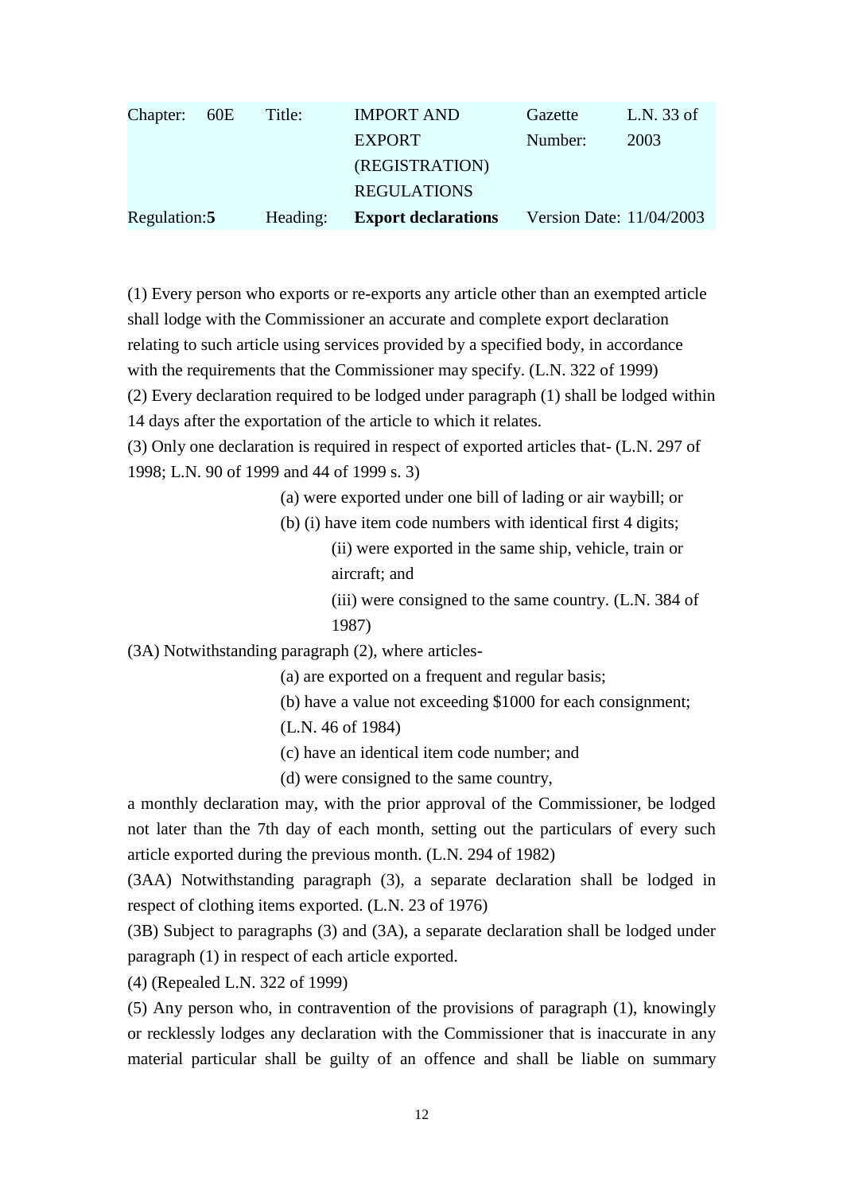| Chapter: | 60E | Title: | IMPORT AND EXPORT (REGISTRATION) REGULATIONS | Gazette Number: | L.N. 33 of 2003 |
|---|---|---|---|---|---|
| Regulation: | **5** | Heading: | **Export declarations** | Version Date: | 11/04/2003 |

(1) Every person who exports or re-exports any article other than an exempted article shall lodge with the Commissioner an accurate and complete export declaration relating to such article using services provided by a specified body, in accordance with the requirements that the Commissioner may specify. (L.N. 322 of 1999)

(2) Every declaration required to be lodged under paragraph (1) shall be lodged within 14 days after the exportation of the article to which it relates.

(3) Only one declaration is required in respect of exported articles that- (L.N. 297 of 1998; L.N. 90 of 1999 and 44 of 1999 s. 3)

(a) were exported under one bill of lading or air waybill; or

(b) (i) have item code numbers with identical first 4 digits;

(ii) were exported in the same ship, vehicle, train or aircraft; and

(iii) were consigned to the same country. (L.N. 384 of 1987)

(3A) Notwithstanding paragraph (2), where articles-

(a) are exported on a frequent and regular basis;

(b) have a value not exceeding $1000 for each consignment; (L.N. 46 of 1984)

(c) have an identical item code number; and

(d) were consigned to the same country,

a monthly declaration may, with the prior approval of the Commissioner, be lodged not later than the 7th day of each month, setting out the particulars of every such article exported during the previous month. (L.N. 294 of 1982)

(3AA) Notwithstanding paragraph (3), a separate declaration shall be lodged in respect of clothing items exported. (L.N. 23 of 1976)

(3B) Subject to paragraphs (3) and (3A), a separate declaration shall be lodged under paragraph (1) in respect of each article exported.

(4) (Repealed L.N. 322 of 1999)

(5) Any person who, in contravention of the provisions of paragraph (1), knowingly or recklessly lodges any declaration with the Commissioner that is inaccurate in any material particular shall be guilty of an offence and shall be liable on summary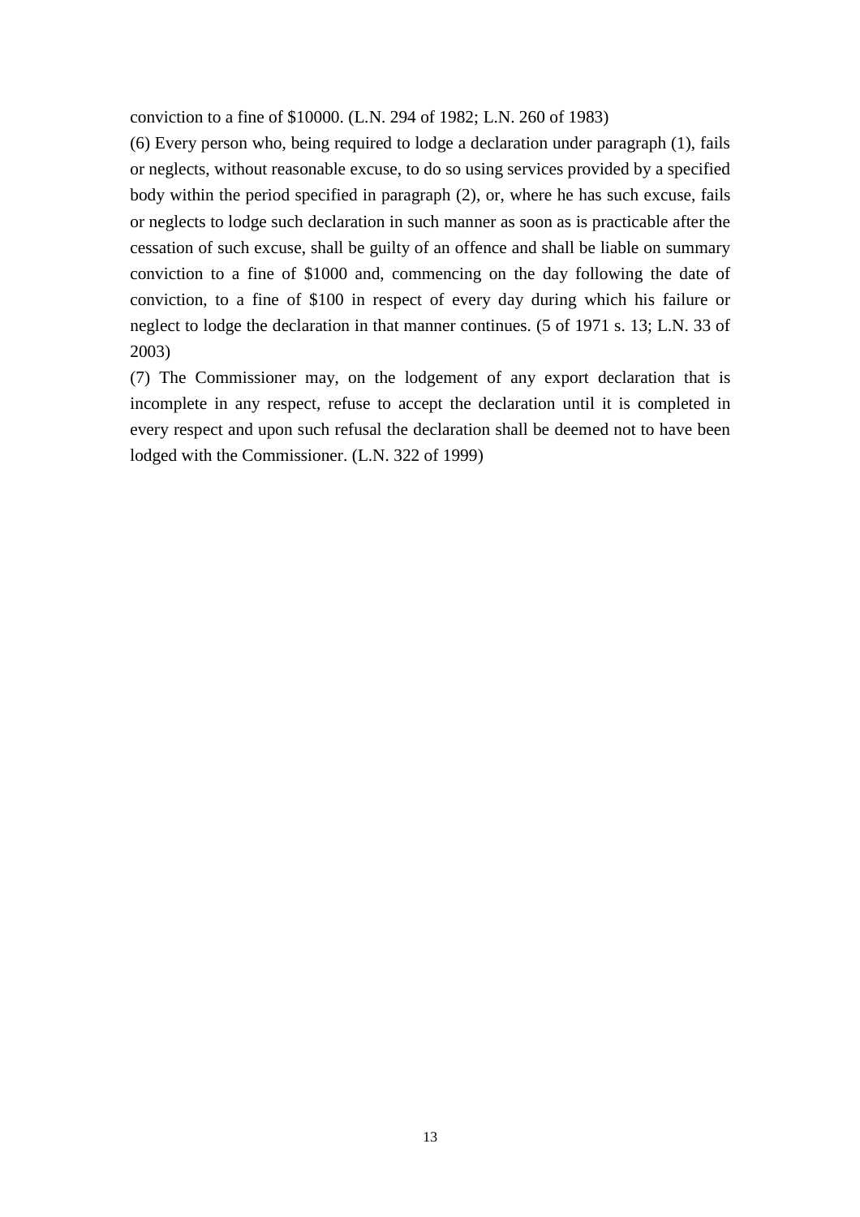conviction to a fine of $10000. (L.N. 294 of 1982; L.N. 260 of 1983)

(6) Every person who, being required to lodge a declaration under paragraph (1), fails or neglects, without reasonable excuse, to do so using services provided by a specified body within the period specified in paragraph (2), or, where he has such excuse, fails or neglects to lodge such declaration in such manner as soon as is practicable after the cessation of such excuse, shall be guilty of an offence and shall be liable on summary conviction to a fine of $1000 and, commencing on the day following the date of conviction, to a fine of $100 in respect of every day during which his failure or neglect to lodge the declaration in that manner continues. (5 of 1971 s. 13; L.N. 33 of 2003)

(7) The Commissioner may, on the lodgement of any export declaration that is incomplete in any respect, refuse to accept the declaration until it is completed in every respect and upon such refusal the declaration shall be deemed not to have been lodged with the Commissioner. (L.N. 322 of 1999)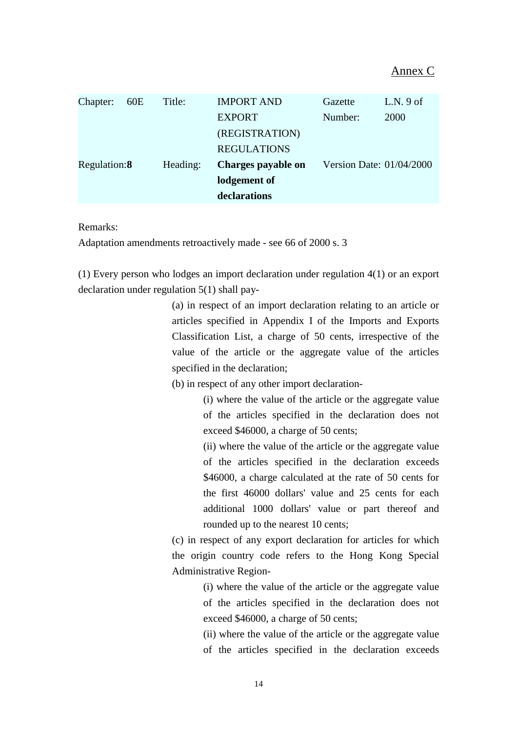<u>Annex C</u>

| Chapter: | 60E | Title: | IMPORT AND EXPORT (REGISTRATION) REGULATIONS | Gazette Number: | L.N. 9 of 2000 |
| --- | --- | --- | --- | --- | --- |
| Regulation: | **8** | Heading: | **Charges payable on lodgement of declarations** | Version Date: | 01/04/2000 |

Remarks:
Adaptation amendments retroactively made - see 66 of 2000 s. 3

(1) Every person who lodges an import declaration under regulation 4(1) or an export declaration under regulation 5(1) shall pay-

(a) in respect of an import declaration relating to an article or articles specified in Appendix I of the Imports and Exports Classification List, a charge of 50 cents, irrespective of the value of the article or the aggregate value of the articles specified in the declaration;

(b) in respect of any other import declaration-

(i) where the value of the article or the aggregate value of the articles specified in the declaration does not exceed $46000, a charge of 50 cents;

(ii) where the value of the article or the aggregate value of the articles specified in the declaration exceeds $46000, a charge calculated at the rate of 50 cents for the first 46000 dollars' value and 25 cents for each additional 1000 dollars' value or part thereof and rounded up to the nearest 10 cents;

(c) in respect of any export declaration for articles for which the origin country code refers to the Hong Kong Special Administrative Region-

(i) where the value of the article or the aggregate value of the articles specified in the declaration does not exceed $46000, a charge of 50 cents;

(ii) where the value of the article or the aggregate value of the articles specified in the declaration exceeds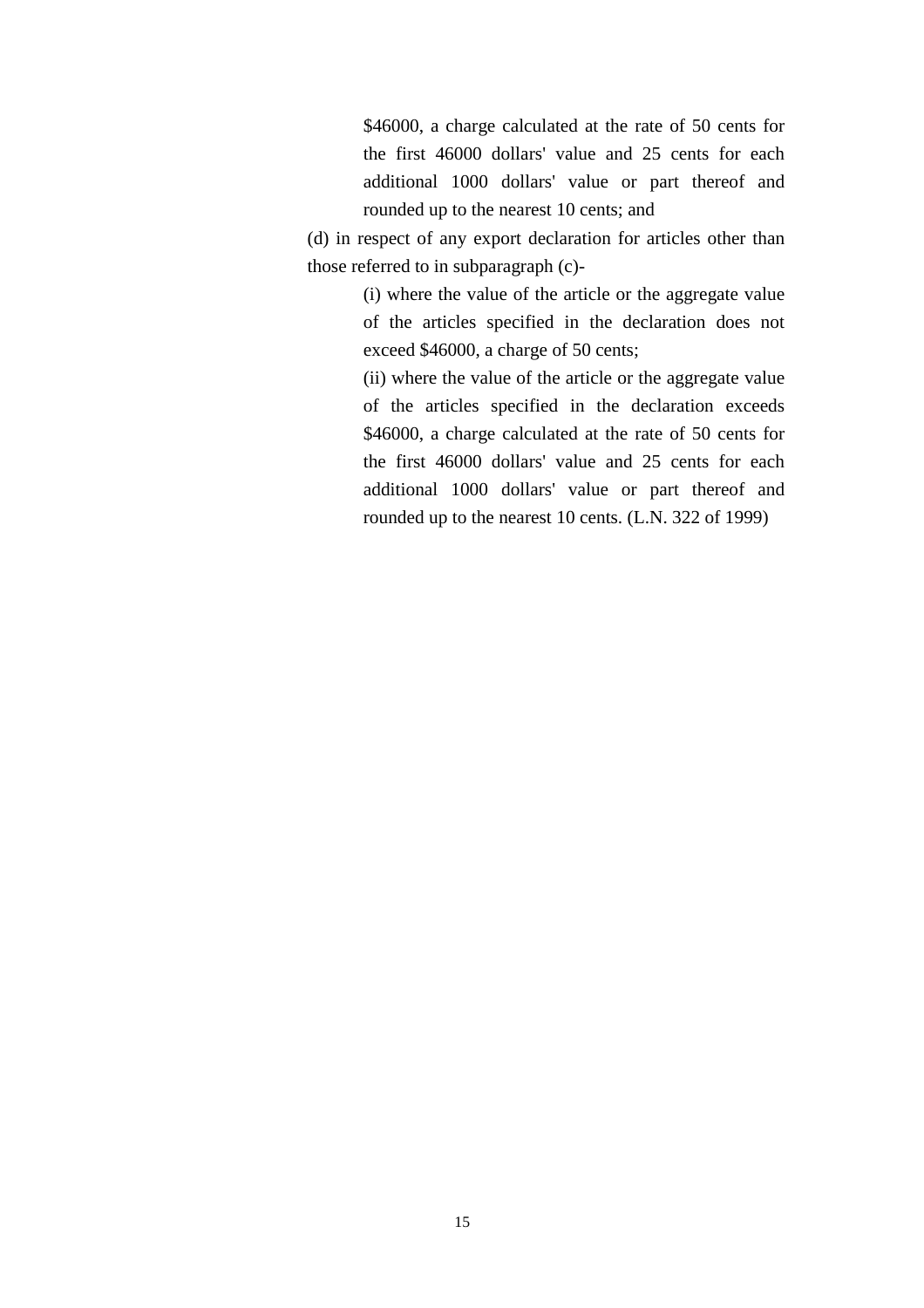$46000, a charge calculated at the rate of 50 cents for the first 46000 dollars' value and 25 cents for each additional 1000 dollars' value or part thereof and rounded up to the nearest 10 cents; and

(d) in respect of any export declaration for articles other than those referred to in subparagraph (c)-

(i) where the value of the article or the aggregate value of the articles specified in the declaration does not exceed $46000, a charge of 50 cents;

(ii) where the value of the article or the aggregate value of the articles specified in the declaration exceeds $46000, a charge calculated at the rate of 50 cents for the first 46000 dollars' value and 25 cents for each additional 1000 dollars' value or part thereof and rounded up to the nearest 10 cents. (L.N. 322 of 1999)